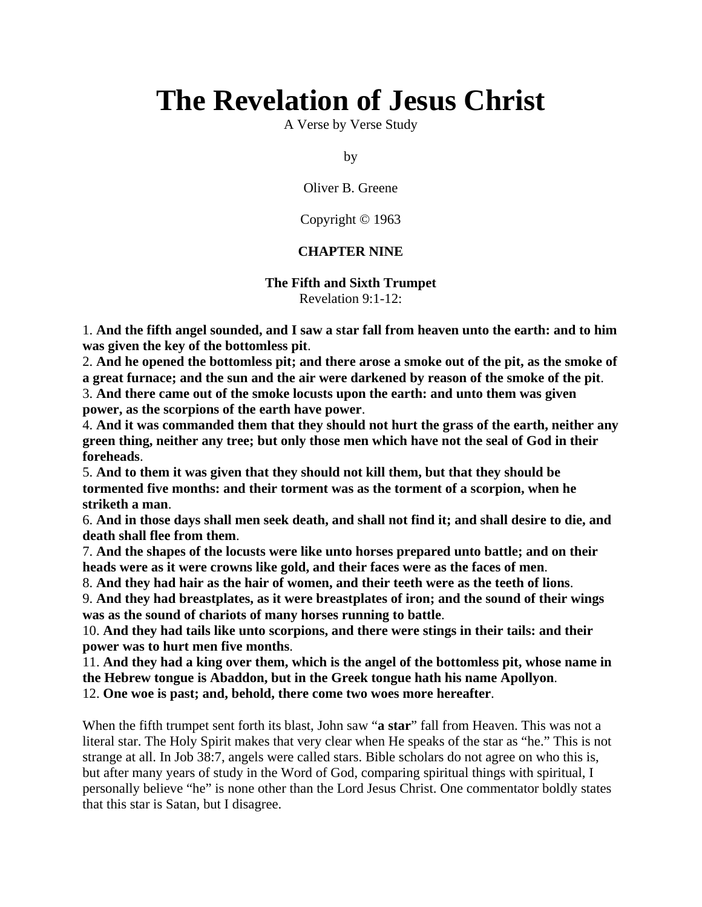# The Revelation of Jesus Christ

A Verse by Verse Study

by

Oliver B. Greene

Copyright © 1963

**CHAPTER NINE**

**The Fifth and Sixth Trumpet**
Revelation 9:1-12:

1. **And the fifth angel sounded, and I saw a star fall from heaven unto the earth: and to him was given the key of the bottomless pit**.
2. **And he opened the bottomless pit; and there arose a smoke out of the pit, as the smoke of a great furnace; and the sun and the air were darkened by reason of the smoke of the pit**.
3. **And there came out of the smoke locusts upon the earth: and unto them was given power, as the scorpions of the earth have power**.
4. **And it was commanded them that they should not hurt the grass of the earth, neither any green thing, neither any tree; but only those men which have not the seal of God in their foreheads**.
5. **And to them it was given that they should not kill them, but that they should be tormented five months: and their torment was as the torment of a scorpion, when he striketh a man**.
6. **And in those days shall men seek death, and shall not find it; and shall desire to die, and death shall flee from them**.
7. **And the shapes of the locusts were like unto horses prepared unto battle; and on their heads were as it were crowns like gold, and their faces were as the faces of men**.
8. **And they had hair as the hair of women, and their teeth were as the teeth of lions**.
9. **And they had breastplates, as it were breastplates of iron; and the sound of their wings was as the sound of chariots of many horses running to battle**.
10. **And they had tails like unto scorpions, and there were stings in their tails: and their power was to hurt men five months**.
11. **And they had a king over them, which is the angel of the bottomless pit, whose name in the Hebrew tongue is Abaddon, but in the Greek tongue hath his name Apollyon**.
12. **One woe is past; and, behold, there come two woes more hereafter**.

When the fifth trumpet sent forth its blast, John saw "**a star**" fall from Heaven. This was not a literal star. The Holy Spirit makes that very clear when He speaks of the star as "he." This is not strange at all. In Job 38:7, angels were called stars. Bible scholars do not agree on who this is, but after many years of study in the Word of God, comparing spiritual things with spiritual, I personally believe "he" is none other than the Lord Jesus Christ. One commentator boldly states that this star is Satan, but I disagree.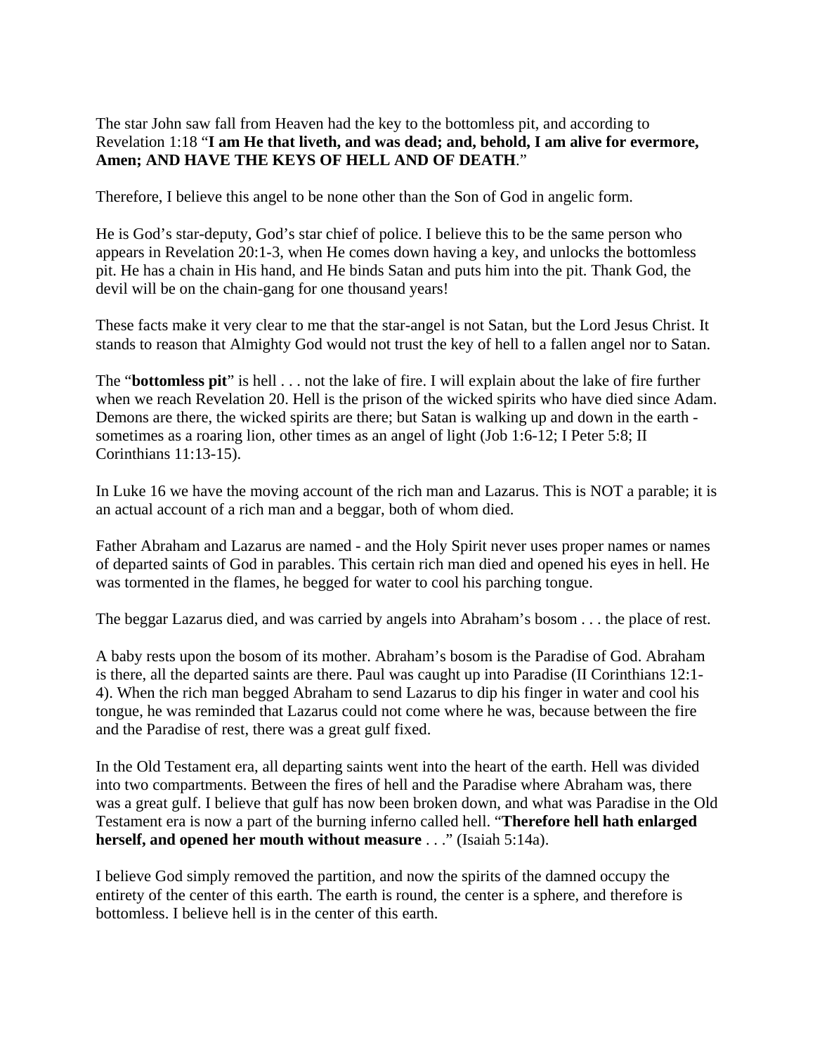The star John saw fall from Heaven had the key to the bottomless pit, and according to Revelation 1:18 "**I am He that liveth, and was dead; and, behold, I am alive for evermore, Amen; AND HAVE THE KEYS OF HELL AND OF DEATH**."

Therefore, I believe this angel to be none other than the Son of God in angelic form.

He is God's star-deputy, God's star chief of police. I believe this to be the same person who appears in Revelation 20:1-3, when He comes down having a key, and unlocks the bottomless pit. He has a chain in His hand, and He binds Satan and puts him into the pit. Thank God, the devil will be on the chain-gang for one thousand years!

These facts make it very clear to me that the star-angel is not Satan, but the Lord Jesus Christ. It stands to reason that Almighty God would not trust the key of hell to a fallen angel nor to Satan.

The "**bottomless pit**" is hell . . . not the lake of fire. I will explain about the lake of fire further when we reach Revelation 20. Hell is the prison of the wicked spirits who have died since Adam. Demons are there, the wicked spirits are there; but Satan is walking up and down in the earth - sometimes as a roaring lion, other times as an angel of light (Job 1:6-12; I Peter 5:8; II Corinthians 11:13-15).

In Luke 16 we have the moving account of the rich man and Lazarus. This is NOT a parable; it is an actual account of a rich man and a beggar, both of whom died.

Father Abraham and Lazarus are named - and the Holy Spirit never uses proper names or names of departed saints of God in parables. This certain rich man died and opened his eyes in hell. He was tormented in the flames, he begged for water to cool his parching tongue.

The beggar Lazarus died, and was carried by angels into Abraham's bosom . . . the place of rest.

A baby rests upon the bosom of its mother. Abraham's bosom is the Paradise of God. Abraham is there, all the departed saints are there. Paul was caught up into Paradise (II Corinthians 12:1-4). When the rich man begged Abraham to send Lazarus to dip his finger in water and cool his tongue, he was reminded that Lazarus could not come where he was, because between the fire and the Paradise of rest, there was a great gulf fixed.

In the Old Testament era, all departing saints went into the heart of the earth. Hell was divided into two compartments. Between the fires of hell and the Paradise where Abraham was, there was a great gulf. I believe that gulf has now been broken down, and what was Paradise in the Old Testament era is now a part of the burning inferno called hell. "**Therefore hell hath enlarged herself, and opened her mouth without measure** . . ." (Isaiah 5:14a).

I believe God simply removed the partition, and now the spirits of the damned occupy the entirety of the center of this earth. The earth is round, the center is a sphere, and therefore is bottomless. I believe hell is in the center of this earth.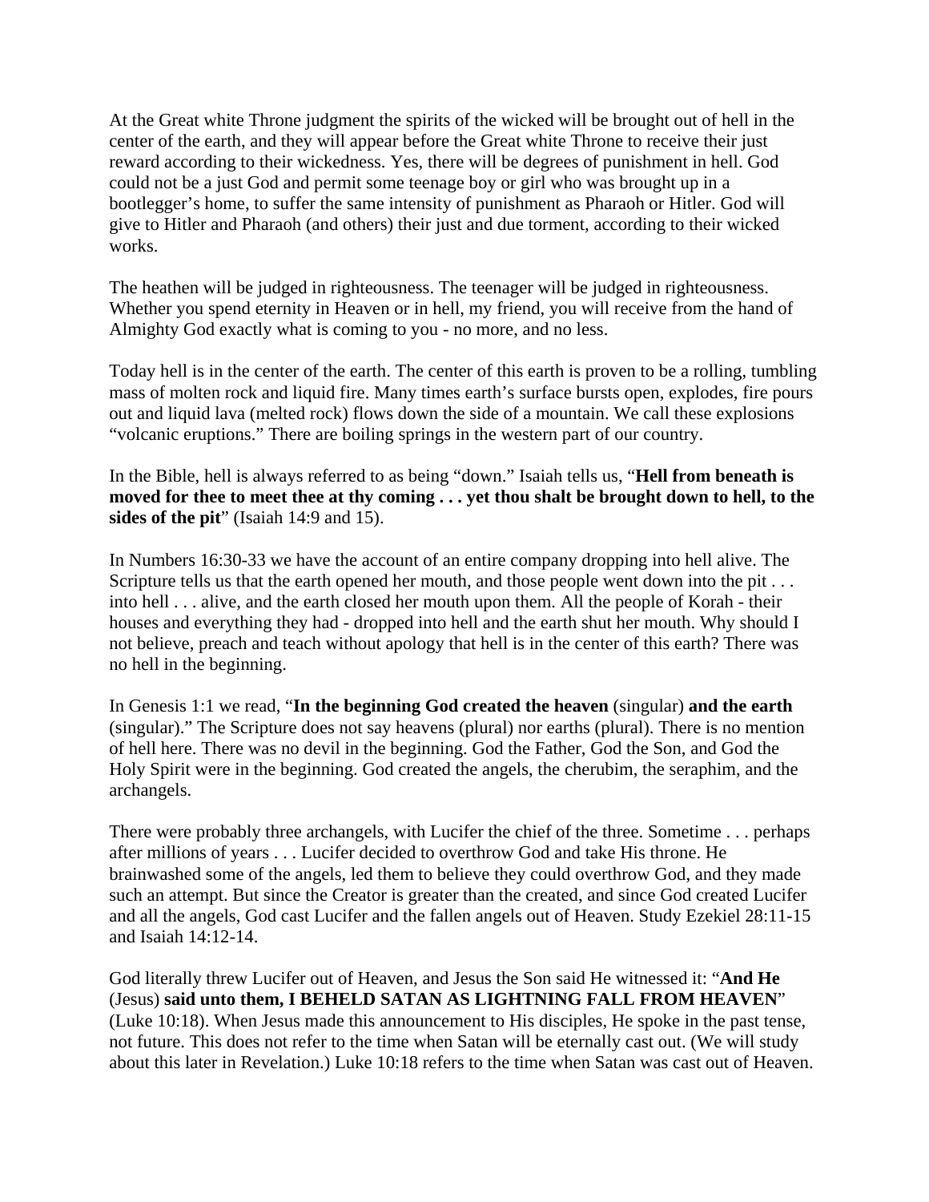At the Great white Throne judgment the spirits of the wicked will be brought out of hell in the center of the earth, and they will appear before the Great white Throne to receive their just reward according to their wickedness. Yes, there will be degrees of punishment in hell. God could not be a just God and permit some teenage boy or girl who was brought up in a bootlegger's home, to suffer the same intensity of punishment as Pharaoh or Hitler. God will give to Hitler and Pharaoh (and others) their just and due torment, according to their wicked works.

The heathen will be judged in righteousness. The teenager will be judged in righteousness. Whether you spend eternity in Heaven or in hell, my friend, you will receive from the hand of Almighty God exactly what is coming to you - no more, and no less.

Today hell is in the center of the earth. The center of this earth is proven to be a rolling, tumbling mass of molten rock and liquid fire. Many times earth's surface bursts open, explodes, fire pours out and liquid lava (melted rock) flows down the side of a mountain. We call these explosions "volcanic eruptions." There are boiling springs in the western part of our country.

In the Bible, hell is always referred to as being "down." Isaiah tells us, "**Hell from beneath is moved for thee to meet thee at thy coming . . . yet thou shalt be brought down to hell, to the sides of the pit**" (Isaiah 14:9 and 15).

In Numbers 16:30-33 we have the account of an entire company dropping into hell alive. The Scripture tells us that the earth opened her mouth, and those people went down into the pit . . . into hell . . . alive, and the earth closed her mouth upon them. All the people of Korah - their houses and everything they had - dropped into hell and the earth shut her mouth. Why should I not believe, preach and teach without apology that hell is in the center of this earth? There was no hell in the beginning.

In Genesis 1:1 we read, "**In the beginning God created the heaven** (singular) **and the earth** (singular)." The Scripture does not say heavens (plural) nor earths (plural). There is no mention of hell here. There was no devil in the beginning. God the Father, God the Son, and God the Holy Spirit were in the beginning. God created the angels, the cherubim, the seraphim, and the archangels.

There were probably three archangels, with Lucifer the chief of the three. Sometime . . . perhaps after millions of years . . . Lucifer decided to overthrow God and take His throne. He brainwashed some of the angels, led them to believe they could overthrow God, and they made such an attempt. But since the Creator is greater than the created, and since God created Lucifer and all the angels, God cast Lucifer and the fallen angels out of Heaven. Study Ezekiel 28:11-15 and Isaiah 14:12-14.

God literally threw Lucifer out of Heaven, and Jesus the Son said He witnessed it: "**And He** (Jesus) **said unto them, I BEHELD SATAN AS LIGHTNING FALL FROM HEAVEN**" (Luke 10:18). When Jesus made this announcement to His disciples, He spoke in the past tense, not future. This does not refer to the time when Satan will be eternally cast out. (We will study about this later in Revelation.) Luke 10:18 refers to the time when Satan was cast out of Heaven.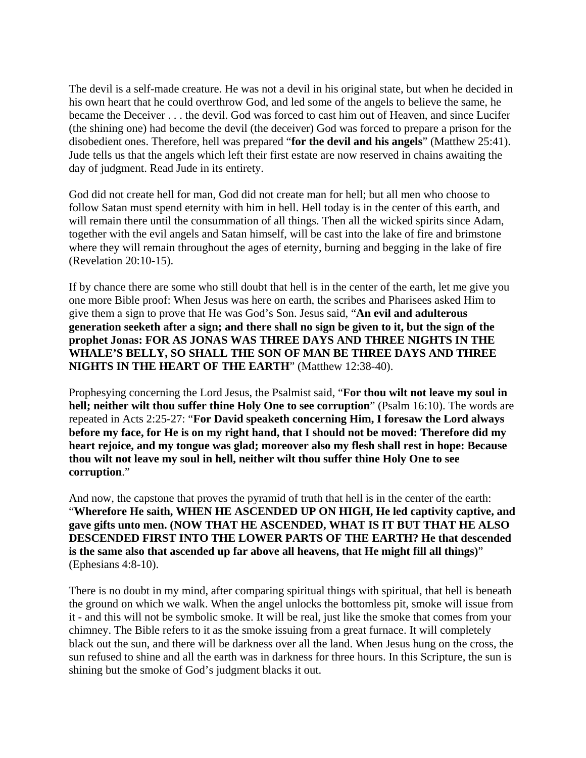The devil is a self-made creature. He was not a devil in his original state, but when he decided in his own heart that he could overthrow God, and led some of the angels to believe the same, he became the Deceiver . . . the devil. God was forced to cast him out of Heaven, and since Lucifer (the shining one) had become the devil (the deceiver) God was forced to prepare a prison for the disobedient ones. Therefore, hell was prepared "**for the devil and his angels**" (Matthew 25:41). Jude tells us that the angels which left their first estate are now reserved in chains awaiting the day of judgment. Read Jude in its entirety.

God did not create hell for man, God did not create man for hell; but all men who choose to follow Satan must spend eternity with him in hell. Hell today is in the center of this earth, and will remain there until the consummation of all things. Then all the wicked spirits since Adam, together with the evil angels and Satan himself, will be cast into the lake of fire and brimstone where they will remain throughout the ages of eternity, burning and begging in the lake of fire (Revelation 20:10-15).

If by chance there are some who still doubt that hell is in the center of the earth, let me give you one more Bible proof: When Jesus was here on earth, the scribes and Pharisees asked Him to give them a sign to prove that He was God's Son. Jesus said, "**An evil and adulterous generation seeketh after a sign; and there shall no sign be given to it, but the sign of the prophet Jonas: FOR AS JONAS WAS THREE DAYS AND THREE NIGHTS IN THE WHALE'S BELLY, SO SHALL THE SON OF MAN BE THREE DAYS AND THREE NIGHTS IN THE HEART OF THE EARTH**" (Matthew 12:38-40).

Prophesying concerning the Lord Jesus, the Psalmist said, "**For thou wilt not leave my soul in hell; neither wilt thou suffer thine Holy One to see corruption**" (Psalm 16:10). The words are repeated in Acts 2:25-27: "**For David speaketh concerning Him, I foresaw the Lord always before my face, for He is on my right hand, that I should not be moved: Therefore did my heart rejoice, and my tongue was glad; moreover also my flesh shall rest in hope: Because thou wilt not leave my soul in hell, neither wilt thou suffer thine Holy One to see corruption**."

And now, the capstone that proves the pyramid of truth that hell is in the center of the earth: "**Wherefore He saith, WHEN HE ASCENDED UP ON HIGH, He led captivity captive, and gave gifts unto men. (NOW THAT HE ASCENDED, WHAT IS IT BUT THAT HE ALSO DESCENDED FIRST INTO THE LOWER PARTS OF THE EARTH? He that descended is the same also that ascended up far above all heavens, that He might fill all things)**" (Ephesians 4:8-10).

There is no doubt in my mind, after comparing spiritual things with spiritual, that hell is beneath the ground on which we walk. When the angel unlocks the bottomless pit, smoke will issue from it - and this will not be symbolic smoke. It will be real, just like the smoke that comes from your chimney. The Bible refers to it as the smoke issuing from a great furnace. It will completely black out the sun, and there will be darkness over all the land. When Jesus hung on the cross, the sun refused to shine and all the earth was in darkness for three hours. In this Scripture, the sun is shining but the smoke of God's judgment blacks it out.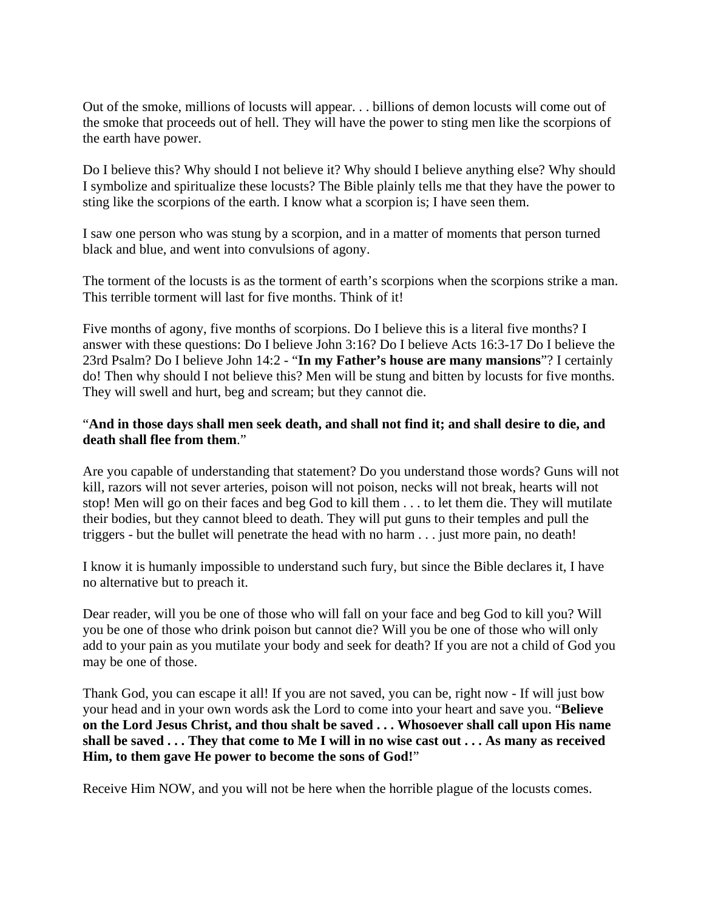Out of the smoke, millions of locusts will appear. . . billions of demon locusts will come out of the smoke that proceeds out of hell. They will have the power to sting men like the scorpions of the earth have power.

Do I believe this? Why should I not believe it? Why should I believe anything else? Why should I symbolize and spiritualize these locusts? The Bible plainly tells me that they have the power to sting like the scorpions of the earth. I know what a scorpion is; I have seen them.

I saw one person who was stung by a scorpion, and in a matter of moments that person turned black and blue, and went into convulsions of agony.

The torment of the locusts is as the torment of earth's scorpions when the scorpions strike a man. This terrible torment will last for five months. Think of it!

Five months of agony, five months of scorpions. Do I believe this is a literal five months? I answer with these questions: Do I believe John 3:16? Do I believe Acts 16:3-17 Do I believe the 23rd Psalm? Do I believe John 14:2 - "**In my Father's house are many mansions**"? I certainly do! Then why should I not believe this? Men will be stung and bitten by locusts for five months. They will swell and hurt, beg and scream; but they cannot die.

"**And in those days shall men seek death, and shall not find it; and shall desire to die, and death shall flee from them**."

Are you capable of understanding that statement? Do you understand those words? Guns will not kill, razors will not sever arteries, poison will not poison, necks will not break, hearts will not stop! Men will go on their faces and beg God to kill them . . . to let them die. They will mutilate their bodies, but they cannot bleed to death. They will put guns to their temples and pull the triggers - but the bullet will penetrate the head with no harm . . . just more pain, no death!

I know it is humanly impossible to understand such fury, but since the Bible declares it, I have no alternative but to preach it.

Dear reader, will you be one of those who will fall on your face and beg God to kill you? Will you be one of those who drink poison but cannot die? Will you be one of those who will only add to your pain as you mutilate your body and seek for death? If you are not a child of God you may be one of those.

Thank God, you can escape it all! If you are not saved, you can be, right now - If will just bow your head and in your own words ask the Lord to come into your heart and save you. "**Believe on the Lord Jesus Christ, and thou shalt be saved . . . Whosoever shall call upon His name shall be saved . . . They that come to Me I will in no wise cast out . . . As many as received Him, to them gave He power to become the sons of God!**"

Receive Him NOW, and you will not be here when the horrible plague of the locusts comes.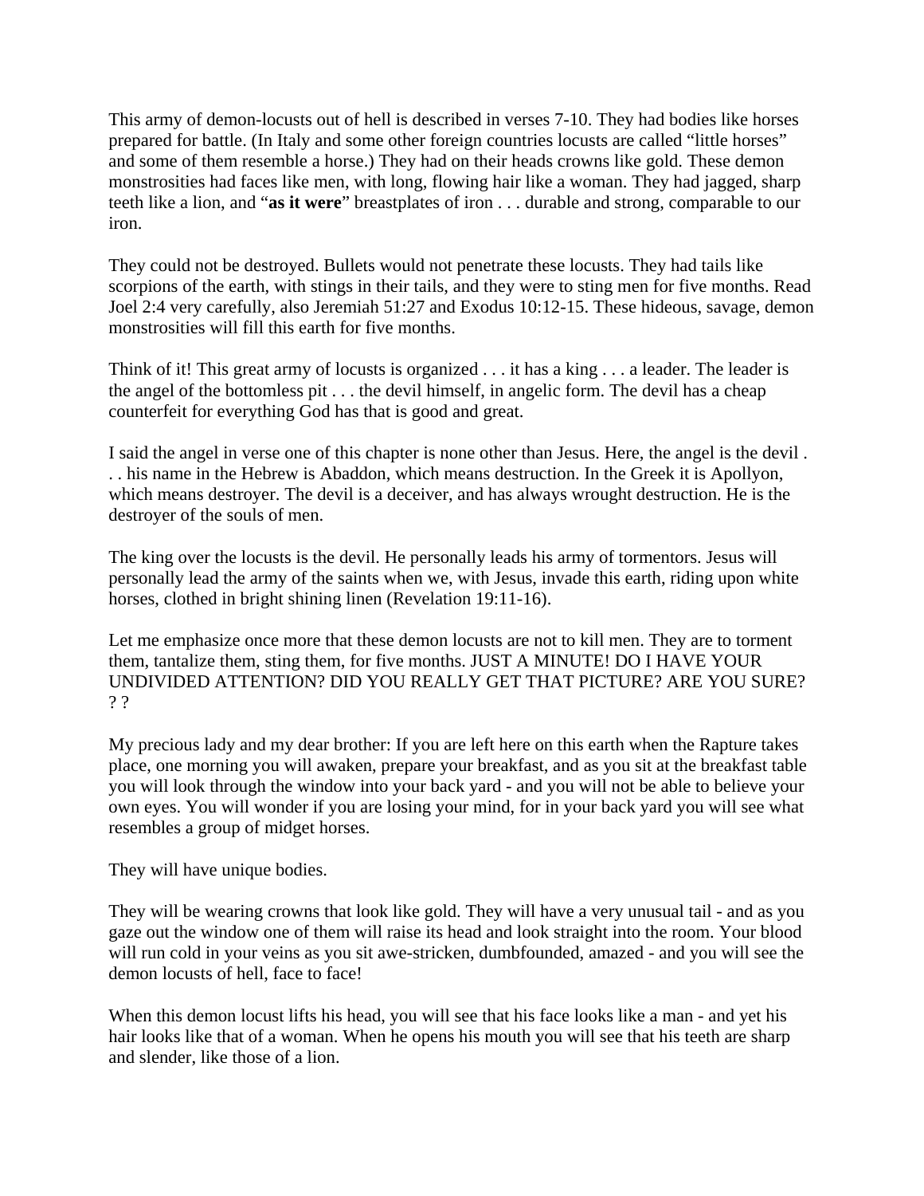This army of demon-locusts out of hell is described in verses 7-10. They had bodies like horses prepared for battle. (In Italy and some other foreign countries locusts are called "little horses" and some of them resemble a horse.) They had on their heads crowns like gold. These demon monstrosities had faces like men, with long, flowing hair like a woman. They had jagged, sharp teeth like a lion, and "**as it were**" breastplates of iron . . . durable and strong, comparable to our iron.

They could not be destroyed. Bullets would not penetrate these locusts. They had tails like scorpions of the earth, with stings in their tails, and they were to sting men for five months. Read Joel 2:4 very carefully, also Jeremiah 51:27 and Exodus 10:12-15. These hideous, savage, demon monstrosities will fill this earth for five months.

Think of it! This great army of locusts is organized . . . it has a king . . . a leader. The leader is the angel of the bottomless pit . . . the devil himself, in angelic form. The devil has a cheap counterfeit for everything God has that is good and great.

I said the angel in verse one of this chapter is none other than Jesus. Here, the angel is the devil . . . his name in the Hebrew is Abaddon, which means destruction. In the Greek it is Apollyon, which means destroyer. The devil is a deceiver, and has always wrought destruction. He is the destroyer of the souls of men.

The king over the locusts is the devil. He personally leads his army of tormentors. Jesus will personally lead the army of the saints when we, with Jesus, invade this earth, riding upon white horses, clothed in bright shining linen (Revelation 19:11-16).

Let me emphasize once more that these demon locusts are not to kill men. They are to torment them, tantalize them, sting them, for five months. JUST A MINUTE! DO I HAVE YOUR UNDIVIDED ATTENTION? DID YOU REALLY GET THAT PICTURE? ARE YOU SURE? ? ?

My precious lady and my dear brother: If you are left here on this earth when the Rapture takes place, one morning you will awaken, prepare your breakfast, and as you sit at the breakfast table you will look through the window into your back yard - and you will not be able to believe your own eyes. You will wonder if you are losing your mind, for in your back yard you will see what resembles a group of midget horses.

They will have unique bodies.

They will be wearing crowns that look like gold. They will have a very unusual tail - and as you gaze out the window one of them will raise its head and look straight into the room. Your blood will run cold in your veins as you sit awe-stricken, dumbfounded, amazed - and you will see the demon locusts of hell, face to face!

When this demon locust lifts his head, you will see that his face looks like a man - and yet his hair looks like that of a woman. When he opens his mouth you will see that his teeth are sharp and slender, like those of a lion.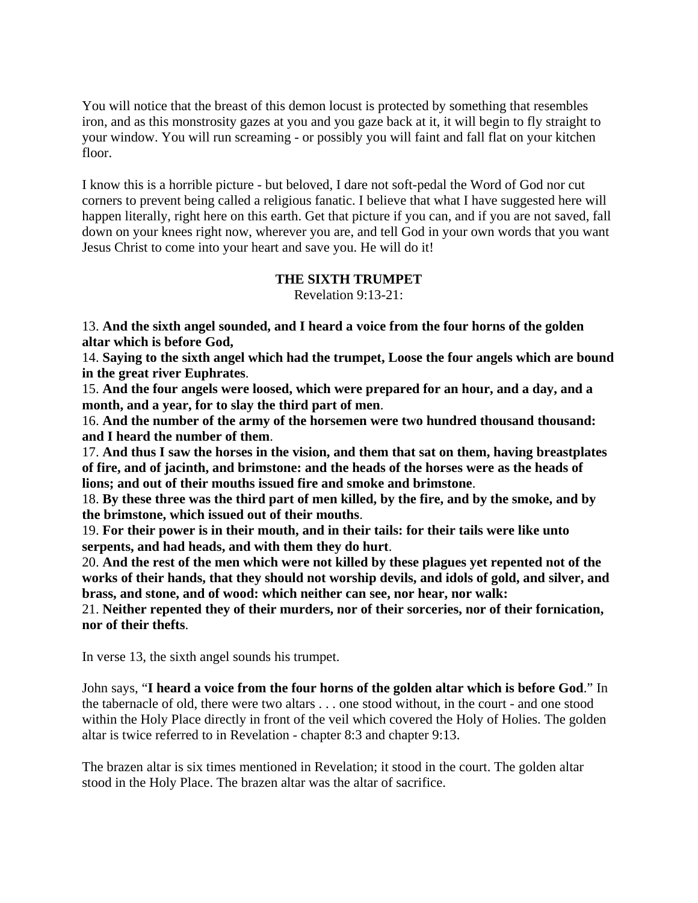You will notice that the breast of this demon locust is protected by something that resembles iron, and as this monstrosity gazes at you and you gaze back at it, it will begin to fly straight to your window. You will run screaming - or possibly you will faint and fall flat on your kitchen floor.

I know this is a horrible picture - but beloved, I dare not soft-pedal the Word of God nor cut corners to prevent being called a religious fanatic. I believe that what I have suggested here will happen literally, right here on this earth. Get that picture if you can, and if you are not saved, fall down on your knees right now, wherever you are, and tell God in your own words that you want Jesus Christ to come into your heart and save you. He will do it!

**THE SIXTH TRUMPET**

Revelation 9:13-21:

13. **And the sixth angel sounded, and I heard a voice from the four horns of the golden altar which is before God,**
14. **Saying to the sixth angel which had the trumpet, Loose the four angels which are bound in the great river Euphrates**.
15. **And the four angels were loosed, which were prepared for an hour, and a day, and a month, and a year, for to slay the third part of men**.
16. **And the number of the army of the horsemen were two hundred thousand thousand: and I heard the number of them**.
17. **And thus I saw the horses in the vision, and them that sat on them, having breastplates of fire, and of jacinth, and brimstone: and the heads of the horses were as the heads of lions; and out of their mouths issued fire and smoke and brimstone**.
18. **By these three was the third part of men killed, by the fire, and by the smoke, and by the brimstone, which issued out of their mouths**.
19. **For their power is in their mouth, and in their tails: for their tails were like unto serpents, and had heads, and with them they do hurt**.
20. **And the rest of the men which were not killed by these plagues yet repented not of the works of their hands, that they should not worship devils, and idols of gold, and silver, and brass, and stone, and of wood: which neither can see, nor hear, nor walk:**
21. **Neither repented they of their murders, nor of their sorceries, nor of their fornication, nor of their thefts**.

In verse 13, the sixth angel sounds his trumpet.

John says, "**I heard a voice from the four horns of the golden altar which is before God**." In the tabernacle of old, there were two altars . . . one stood without, in the court - and one stood within the Holy Place directly in front of the veil which covered the Holy of Holies. The golden altar is twice referred to in Revelation - chapter 8:3 and chapter 9:13.

The brazen altar is six times mentioned in Revelation; it stood in the court. The golden altar stood in the Holy Place. The brazen altar was the altar of sacrifice.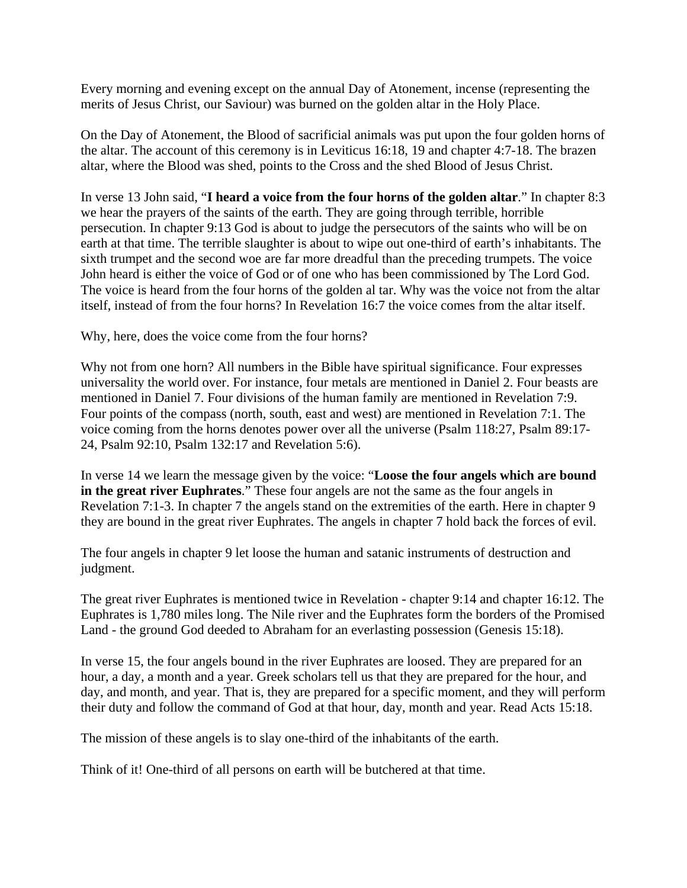Every morning and evening except on the annual Day of Atonement, incense (representing the merits of Jesus Christ, our Saviour) was burned on the golden altar in the Holy Place.

On the Day of Atonement, the Blood of sacrificial animals was put upon the four golden horns of the altar. The account of this ceremony is in Leviticus 16:18, 19 and chapter 4:7-18. The brazen altar, where the Blood was shed, points to the Cross and the shed Blood of Jesus Christ.

In verse 13 John said, "**I heard a voice from the four horns of the golden altar**." In chapter 8:3 we hear the prayers of the saints of the earth. They are going through terrible, horrible persecution. In chapter 9:13 God is about to judge the persecutors of the saints who will be on earth at that time. The terrible slaughter is about to wipe out one-third of earth's inhabitants. The sixth trumpet and the second woe are far more dreadful than the preceding trumpets. The voice John heard is either the voice of God or of one who has been commissioned by The Lord God. The voice is heard from the four horns of the golden al tar. Why was the voice not from the altar itself, instead of from the four horns? In Revelation 16:7 the voice comes from the altar itself.

Why, here, does the voice come from the four horns?

Why not from one horn? All numbers in the Bible have spiritual significance. Four expresses universality the world over. For instance, four metals are mentioned in Daniel 2. Four beasts are mentioned in Daniel 7. Four divisions of the human family are mentioned in Revelation 7:9. Four points of the compass (north, south, east and west) are mentioned in Revelation 7:1. The voice coming from the horns denotes power over all the universe (Psalm 118:27, Psalm 89:17-24, Psalm 92:10, Psalm 132:17 and Revelation 5:6).

In verse 14 we learn the message given by the voice: "**Loose the four angels which are bound in the great river Euphrates**." These four angels are not the same as the four angels in Revelation 7:1-3. In chapter 7 the angels stand on the extremities of the earth. Here in chapter 9 they are bound in the great river Euphrates. The angels in chapter 7 hold back the forces of evil.

The four angels in chapter 9 let loose the human and satanic instruments of destruction and judgment.

The great river Euphrates is mentioned twice in Revelation - chapter 9:14 and chapter 16:12. The Euphrates is 1,780 miles long. The Nile river and the Euphrates form the borders of the Promised Land - the ground God deeded to Abraham for an everlasting possession (Genesis 15:18).

In verse 15, the four angels bound in the river Euphrates are loosed. They are prepared for an hour, a day, a month and a year. Greek scholars tell us that they are prepared for the hour, and day, and month, and year. That is, they are prepared for a specific moment, and they will perform their duty and follow the command of God at that hour, day, month and year. Read Acts 15:18.

The mission of these angels is to slay one-third of the inhabitants of the earth.

Think of it! One-third of all persons on earth will be butchered at that time.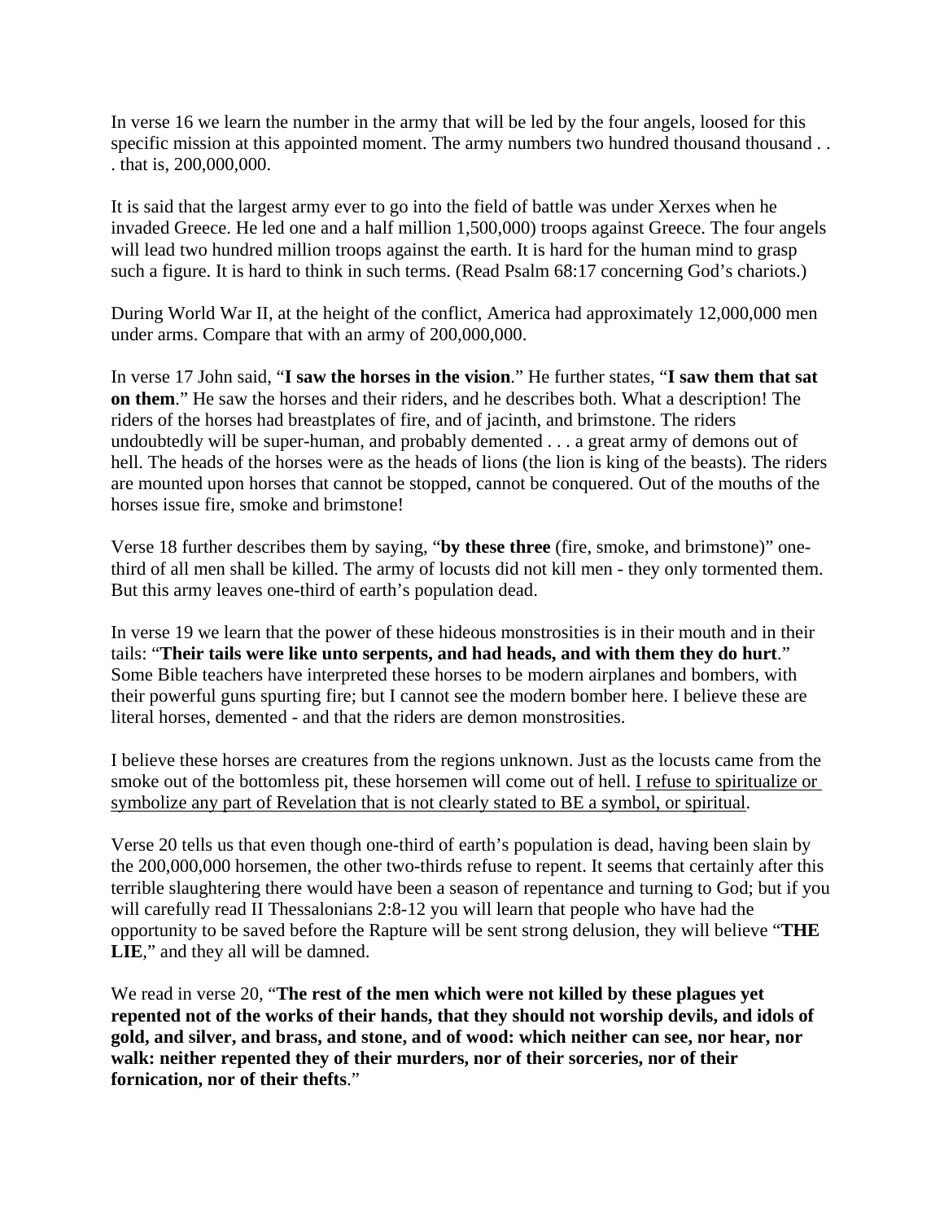In verse 16 we learn the number in the army that will be led by the four angels, loosed for this specific mission at this appointed moment. The army numbers two hundred thousand thousand . . . that is, 200,000,000.

It is said that the largest army ever to go into the field of battle was under Xerxes when he invaded Greece. He led one and a half million 1,500,000) troops against Greece. The four angels will lead two hundred million troops against the earth. It is hard for the human mind to grasp such a figure. It is hard to think in such terms. (Read Psalm 68:17 concerning God's chariots.)

During World War II, at the height of the conflict, America had approximately 12,000,000 men under arms. Compare that with an army of 200,000,000.

In verse 17 John said, "**I saw the horses in the vision**." He further states, "**I saw them that sat on them**." He saw the horses and their riders, and he describes both. What a description! The riders of the horses had breastplates of fire, and of jacinth, and brimstone. The riders undoubtedly will be super-human, and probably demented . . . a great army of demons out of hell. The heads of the horses were as the heads of lions (the lion is king of the beasts). The riders are mounted upon horses that cannot be stopped, cannot be conquered. Out of the mouths of the horses issue fire, smoke and brimstone!

Verse 18 further describes them by saying, "**by these three** (fire, smoke, and brimstone)" one-third of all men shall be killed. The army of locusts did not kill men - they only tormented them. But this army leaves one-third of earth's population dead.

In verse 19 we learn that the power of these hideous monstrosities is in their mouth and in their tails: "**Their tails were like unto serpents, and had heads, and with them they do hurt**." Some Bible teachers have interpreted these horses to be modern airplanes and bombers, with their powerful guns spurting fire; but I cannot see the modern bomber here. I believe these are literal horses, demented - and that the riders are demon monstrosities.

I believe these horses are creatures from the regions unknown. Just as the locusts came from the smoke out of the bottomless pit, these horsemen will come out of hell. <u>I refuse to spiritualize or symbolize any part of Revelation that is not clearly stated to BE a symbol, or spiritual</u>.

Verse 20 tells us that even though one-third of earth's population is dead, having been slain by the 200,000,000 horsemen, the other two-thirds refuse to repent. It seems that certainly after this terrible slaughtering there would have been a season of repentance and turning to God; but if you will carefully read II Thessalonians 2:8-12 you will learn that people who have had the opportunity to be saved before the Rapture will be sent strong delusion, they will believe "**THE LIE**," and they all will be damned.

We read in verse 20, "**The rest of the men which were not killed by these plagues yet repented not of the works of their hands, that they should not worship devils, and idols of gold, and silver, and brass, and stone, and of wood: which neither can see, nor hear, nor walk: neither repented they of their murders, nor of their sorceries, nor of their fornication, nor of their thefts**."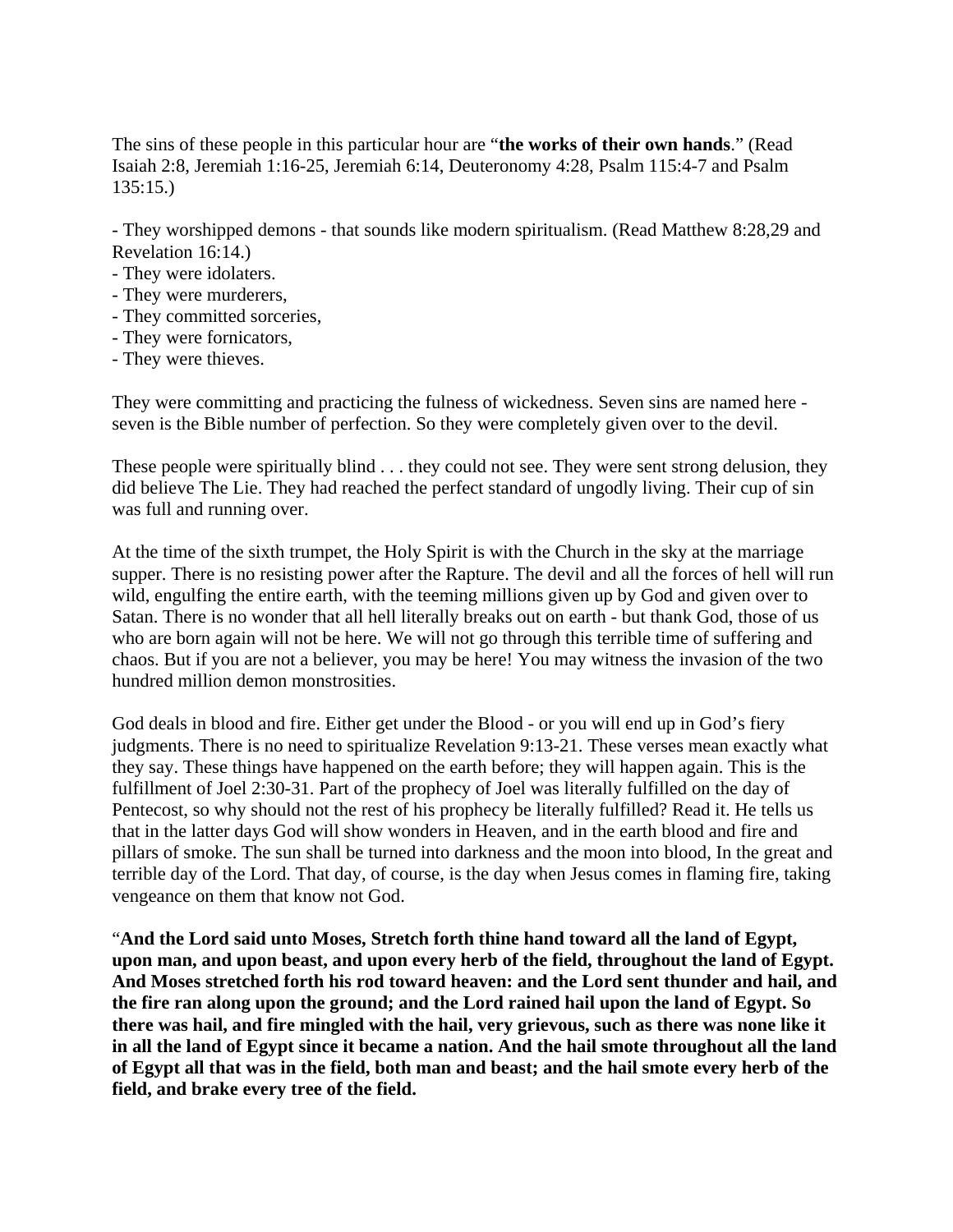The sins of these people in this particular hour are "**the works of their own hands**." (Read Isaiah 2:8, Jeremiah 1:16-25, Jeremiah 6:14, Deuteronomy 4:28, Psalm 115:4-7 and Psalm 135:15.)

- They worshipped demons - that sounds like modern spiritualism. (Read Matthew 8:28,29 and Revelation 16:14.)
- They were idolaters.
- They were murderers,
- They committed sorceries,
- They were fornicators,
- They were thieves.

They were committing and practicing the fulness of wickedness. Seven sins are named here - seven is the Bible number of perfection. So they were completely given over to the devil.

These people were spiritually blind . . . they could not see. They were sent strong delusion, they did believe The Lie. They had reached the perfect standard of ungodly living. Their cup of sin was full and running over.

At the time of the sixth trumpet, the Holy Spirit is with the Church in the sky at the marriage supper. There is no resisting power after the Rapture. The devil and all the forces of hell will run wild, engulfing the entire earth, with the teeming millions given up by God and given over to Satan. There is no wonder that all hell literally breaks out on earth - but thank God, those of us who are born again will not be here. We will not go through this terrible time of suffering and chaos. But if you are not a believer, you may be here! You may witness the invasion of the two hundred million demon monstrosities.

God deals in blood and fire. Either get under the Blood - or you will end up in God's fiery judgments. There is no need to spiritualize Revelation 9:13-21. These verses mean exactly what they say. These things have happened on the earth before; they will happen again. This is the fulfillment of Joel 2:30-31. Part of the prophecy of Joel was literally fulfilled on the day of Pentecost, so why should not the rest of his prophecy be literally fulfilled? Read it. He tells us that in the latter days God will show wonders in Heaven, and in the earth blood and fire and pillars of smoke. The sun shall be turned into darkness and the moon into blood, In the great and terrible day of the Lord. That day, of course, is the day when Jesus comes in flaming fire, taking vengeance on them that know not God.

"**And the Lord said unto Moses, Stretch forth thine hand toward all the land of Egypt, upon man, and upon beast, and upon every herb of the field, throughout the land of Egypt. And Moses stretched forth his rod toward heaven: and the Lord sent thunder and hail, and the fire ran along upon the ground; and the Lord rained hail upon the land of Egypt. So there was hail, and fire mingled with the hail, very grievous, such as there was none like it in all the land of Egypt since it became a nation. And the hail smote throughout all the land of Egypt all that was in the field, both man and beast; and the hail smote every herb of the field, and brake every tree of the field.**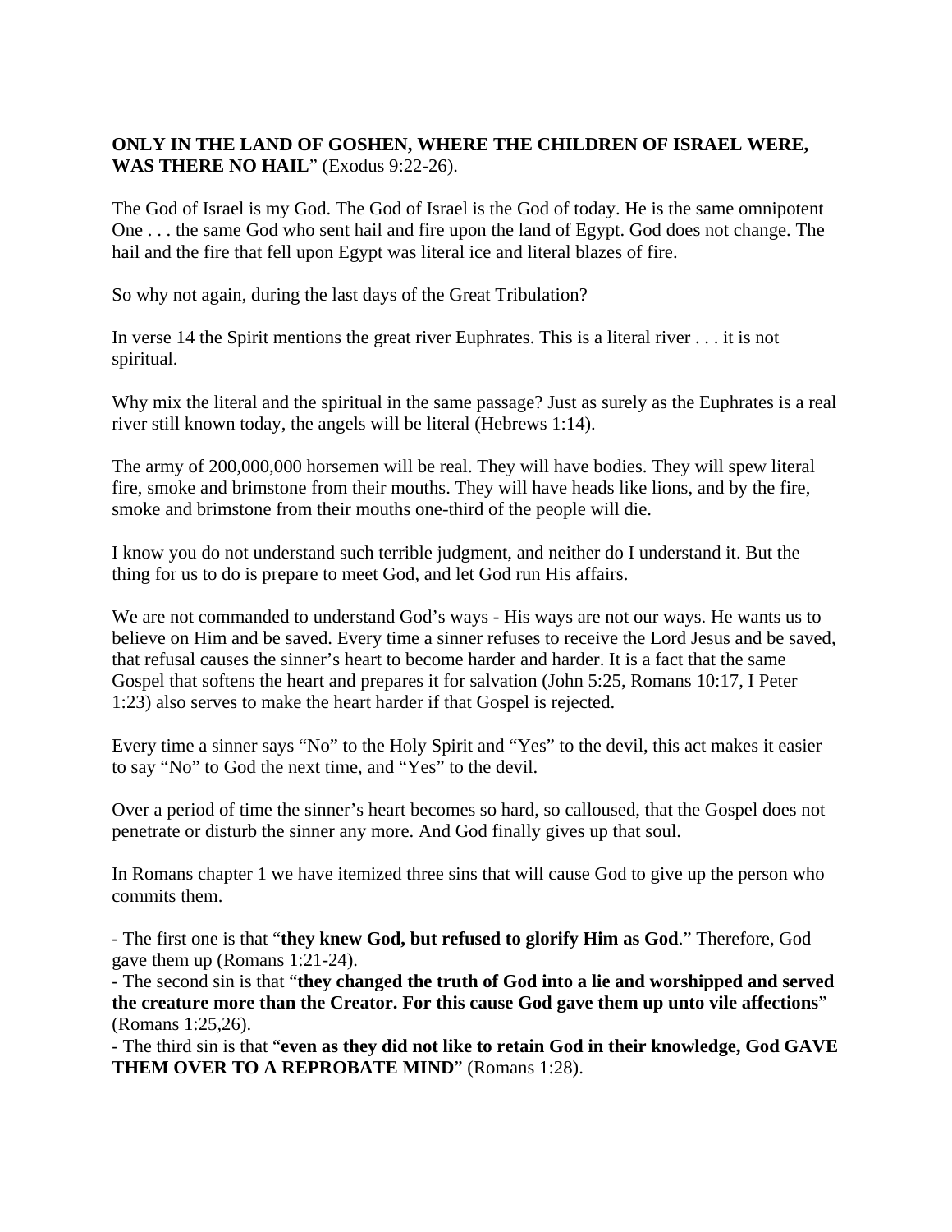**ONLY IN THE LAND OF GOSHEN, WHERE THE CHILDREN OF ISRAEL WERE, WAS THERE NO HAIL**" (Exodus 9:22-26).

The God of Israel is my God. The God of Israel is the God of today. He is the same omnipotent One . . . the same God who sent hail and fire upon the land of Egypt. God does not change. The hail and the fire that fell upon Egypt was literal ice and literal blazes of fire.

So why not again, during the last days of the Great Tribulation?

In verse 14 the Spirit mentions the great river Euphrates. This is a literal river . . . it is not spiritual.

Why mix the literal and the spiritual in the same passage? Just as surely as the Euphrates is a real river still known today, the angels will be literal (Hebrews 1:14).

The army of 200,000,000 horsemen will be real. They will have bodies. They will spew literal fire, smoke and brimstone from their mouths. They will have heads like lions, and by the fire, smoke and brimstone from their mouths one-third of the people will die.

I know you do not understand such terrible judgment, and neither do I understand it. But the thing for us to do is prepare to meet God, and let God run His affairs.

We are not commanded to understand God's ways - His ways are not our ways. He wants us to believe on Him and be saved. Every time a sinner refuses to receive the Lord Jesus and be saved, that refusal causes the sinner's heart to become harder and harder. It is a fact that the same Gospel that softens the heart and prepares it for salvation (John 5:25, Romans 10:17, I Peter 1:23) also serves to make the heart harder if that Gospel is rejected.

Every time a sinner says "No" to the Holy Spirit and "Yes" to the devil, this act makes it easier to say "No" to God the next time, and "Yes" to the devil.

Over a period of time the sinner's heart becomes so hard, so calloused, that the Gospel does not penetrate or disturb the sinner any more. And God finally gives up that soul.

In Romans chapter 1 we have itemized three sins that will cause God to give up the person who commits them.

- The first one is that "**they knew God, but refused to glorify Him as God**." Therefore, God gave them up (Romans 1:21-24).
- The second sin is that "**they changed the truth of God into a lie and worshipped and served the creature more than the Creator. For this cause God gave them up unto vile affections**" (Romans 1:25,26).
- The third sin is that "**even as they did not like to retain God in their knowledge, God GAVE THEM OVER TO A REPROBATE MIND**" (Romans 1:28).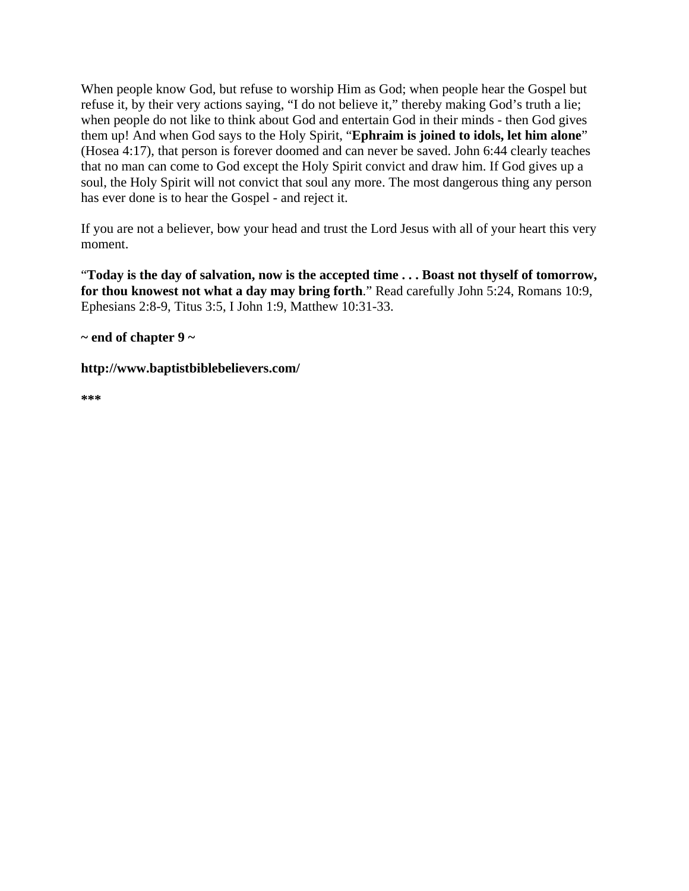When people know God, but refuse to worship Him as God; when people hear the Gospel but refuse it, by their very actions saying, "I do not believe it," thereby making God's truth a lie; when people do not like to think about God and entertain God in their minds - then God gives them up! And when God says to the Holy Spirit, "**Ephraim is joined to idols, let him alone**" (Hosea 4:17), that person is forever doomed and can never be saved. John 6:44 clearly teaches that no man can come to God except the Holy Spirit convict and draw him. If God gives up a soul, the Holy Spirit will not convict that soul any more. The most dangerous thing any person has ever done is to hear the Gospel - and reject it.

If you are not a believer, bow your head and trust the Lord Jesus with all of your heart this very moment.

"**Today is the day of salvation, now is the accepted time . . . Boast not thyself of tomorrow, for thou knowest not what a day may bring forth**." Read carefully John 5:24, Romans 10:9, Ephesians 2:8-9, Titus 3:5, I John 1:9, Matthew 10:31-33.

**~ end of chapter 9 ~**

**http://www.baptistbiblebelievers.com/**

**\*\*\***